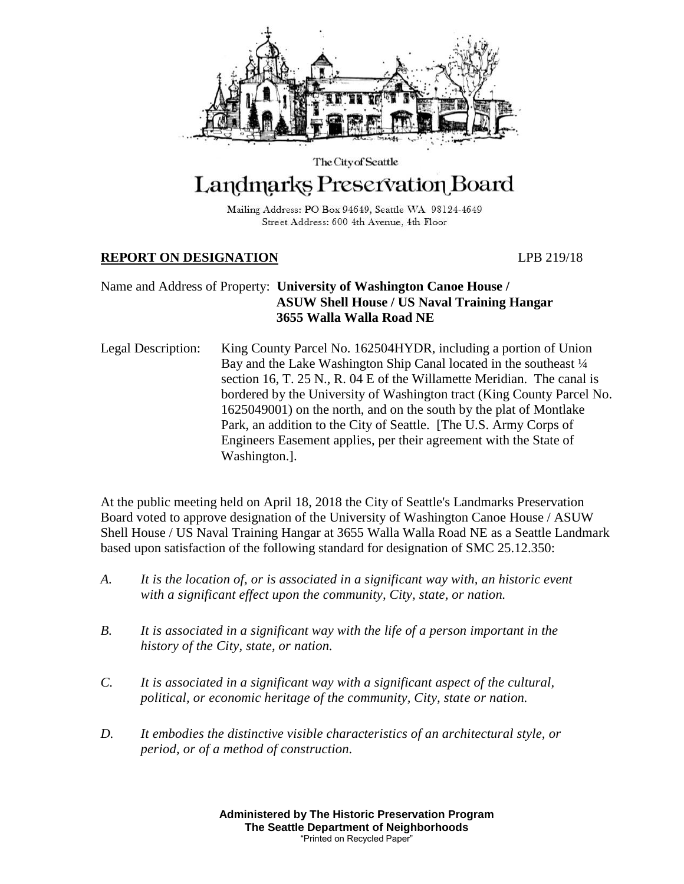The City of Seattle

# Landmarks Preservation Board

Mailing Address: PO Box 94649, Seattle WA 98124-4649
Street Address: 600 4th Avenue, 4th Floor

**REPORT ON DESIGNATION** LPB 219/18

Name and Address of Property: **University of Washington Canoe House / ASUW Shell House / US Naval Training Hangar 3655 Walla Walla Road NE**

Legal Description: King County Parcel No. 162504HYDR, including a portion of Union Bay and the Lake Washington Ship Canal located in the southeast ¼ section 16, T. 25 N., R. 04 E of the Willamette Meridian. The canal is bordered by the University of Washington tract (King County Parcel No. 1625049001) on the north, and on the south by the plat of Montlake Park, an addition to the City of Seattle. [The U.S. Army Corps of Engineers Easement applies, per their agreement with the State of Washington.].

At the public meeting held on April 18, 2018 the City of Seattle's Landmarks Preservation Board voted to approve designation of the University of Washington Canoe House / ASUW Shell House / US Naval Training Hangar at 3655 Walla Walla Road NE as a Seattle Landmark based upon satisfaction of the following standard for designation of SMC 25.12.350:

*A. It is the location of, or is associated in a significant way with, an historic event with a significant effect upon the community, City, state, or nation.*

*B. It is associated in a significant way with the life of a person important in the history of the City, state, or nation.*

*C. It is associated in a significant way with a significant aspect of the cultural, political, or economic heritage of the community, City, state or nation.*

*D. It embodies the distinctive visible characteristics of an architectural style, or period, or of a method of construction.*

**Administered by The Historic Preservation Program**
**The Seattle Department of Neighborhoods**
"Printed on Recycled Paper"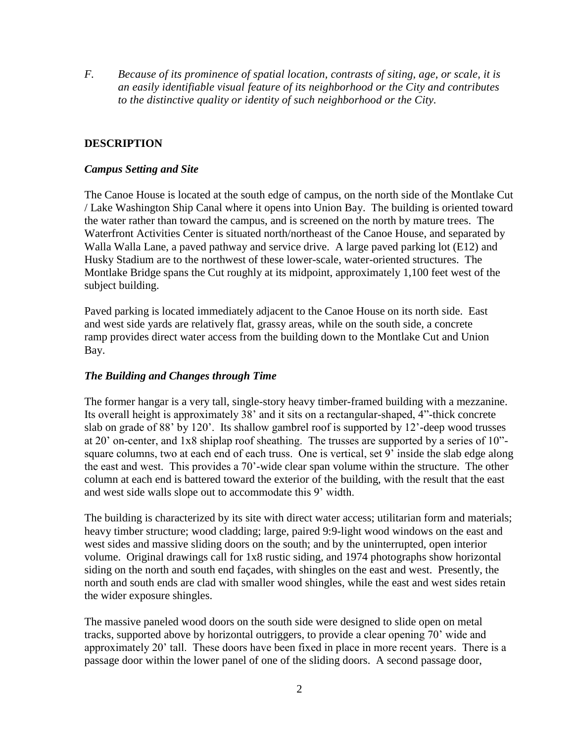*F. Because of its prominence of spatial location, contrasts of siting, age, or scale, it is an easily identifiable visual feature of its neighborhood or the City and contributes to the distinctive quality or identity of such neighborhood or the City.*

## DESCRIPTION

### *Campus Setting and Site*

The Canoe House is located at the south edge of campus, on the north side of the Montlake Cut / Lake Washington Ship Canal where it opens into Union Bay. The building is oriented toward the water rather than toward the campus, and is screened on the north by mature trees. The Waterfront Activities Center is situated north/northeast of the Canoe House, and separated by Walla Walla Lane, a paved pathway and service drive. A large paved parking lot (E12) and Husky Stadium are to the northwest of these lower-scale, water-oriented structures. The Montlake Bridge spans the Cut roughly at its midpoint, approximately 1,100 feet west of the subject building.

Paved parking is located immediately adjacent to the Canoe House on its north side. East and west side yards are relatively flat, grassy areas, while on the south side, a concrete ramp provides direct water access from the building down to the Montlake Cut and Union Bay.

### *The Building and Changes through Time*

The former hangar is a very tall, single-story heavy timber-framed building with a mezzanine. Its overall height is approximately 38' and it sits on a rectangular-shaped, 4"-thick concrete slab on grade of 88' by 120'. Its shallow gambrel roof is supported by 12'-deep wood trusses at 20' on-center, and 1x8 shiplap roof sheathing. The trusses are supported by a series of 10"-square columns, two at each end of each truss. One is vertical, set 9' inside the slab edge along the east and west. This provides a 70'-wide clear span volume within the structure. The other column at each end is battered toward the exterior of the building, with the result that the east and west side walls slope out to accommodate this 9' width.

The building is characterized by its site with direct water access; utilitarian form and materials; heavy timber structure; wood cladding; large, paired 9:9-light wood windows on the east and west sides and massive sliding doors on the south; and by the uninterrupted, open interior volume. Original drawings call for 1x8 rustic siding, and 1974 photographs show horizontal siding on the north and south end façades, with shingles on the east and west. Presently, the north and south ends are clad with smaller wood shingles, while the east and west sides retain the wider exposure shingles.

The massive paneled wood doors on the south side were designed to slide open on metal tracks, supported above by horizontal outriggers, to provide a clear opening 70' wide and approximately 20' tall. These doors have been fixed in place in more recent years. There is a passage door within the lower panel of one of the sliding doors. A second passage door,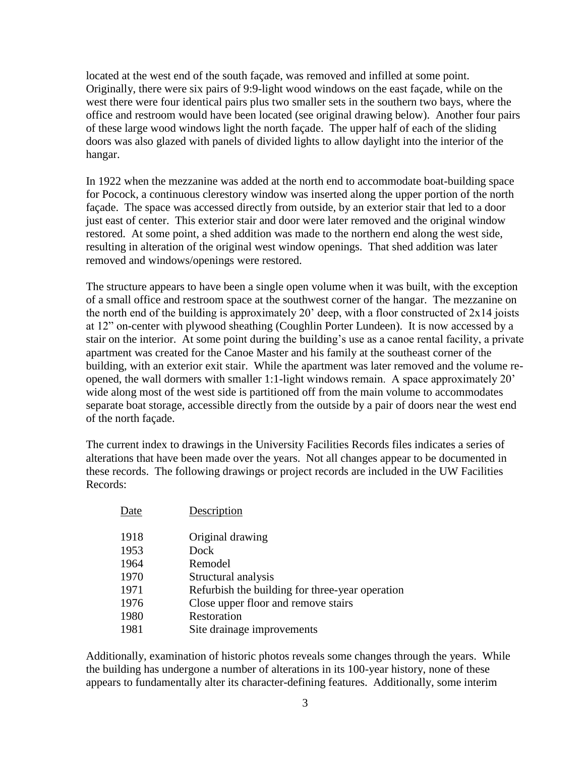located at the west end of the south façade, was removed and infilled at some point. Originally, there were six pairs of 9:9-light wood windows on the east façade, while on the west there were four identical pairs plus two smaller sets in the southern two bays, where the office and restroom would have been located (see original drawing below). Another four pairs of these large wood windows light the north façade. The upper half of each of the sliding doors was also glazed with panels of divided lights to allow daylight into the interior of the hangar.

In 1922 when the mezzanine was added at the north end to accommodate boat-building space for Pocock, a continuous clerestory window was inserted along the upper portion of the north façade. The space was accessed directly from outside, by an exterior stair that led to a door just east of center. This exterior stair and door were later removed and the original window restored. At some point, a shed addition was made to the northern end along the west side, resulting in alteration of the original west window openings. That shed addition was later removed and windows/openings were restored.

The structure appears to have been a single open volume when it was built, with the exception of a small office and restroom space at the southwest corner of the hangar. The mezzanine on the north end of the building is approximately 20' deep, with a floor constructed of 2x14 joists at 12" on-center with plywood sheathing (Coughlin Porter Lundeen). It is now accessed by a stair on the interior. At some point during the building's use as a canoe rental facility, a private apartment was created for the Canoe Master and his family at the southeast corner of the building, with an exterior exit stair. While the apartment was later removed and the volume re-opened, the wall dormers with smaller 1:1-light windows remain. A space approximately 20' wide along most of the west side is partitioned off from the main volume to accommodates separate boat storage, accessible directly from the outside by a pair of doors near the west end of the north façade.

The current index to drawings in the University Facilities Records files indicates a series of alterations that have been made over the years. Not all changes appear to be documented in these records. The following drawings or project records are included in the UW Facilities Records:

| Date | Description |
|---|---|
| 1918 | Original drawing |
| 1953 | Dock |
| 1964 | Remodel |
| 1970 | Structural analysis |
| 1971 | Refurbish the building for three-year operation |
| 1976 | Close upper floor and remove stairs |
| 1980 | Restoration |
| 1981 | Site drainage improvements |

Additionally, examination of historic photos reveals some changes through the years. While the building has undergone a number of alterations in its 100-year history, none of these appears to fundamentally alter its character-defining features. Additionally, some interim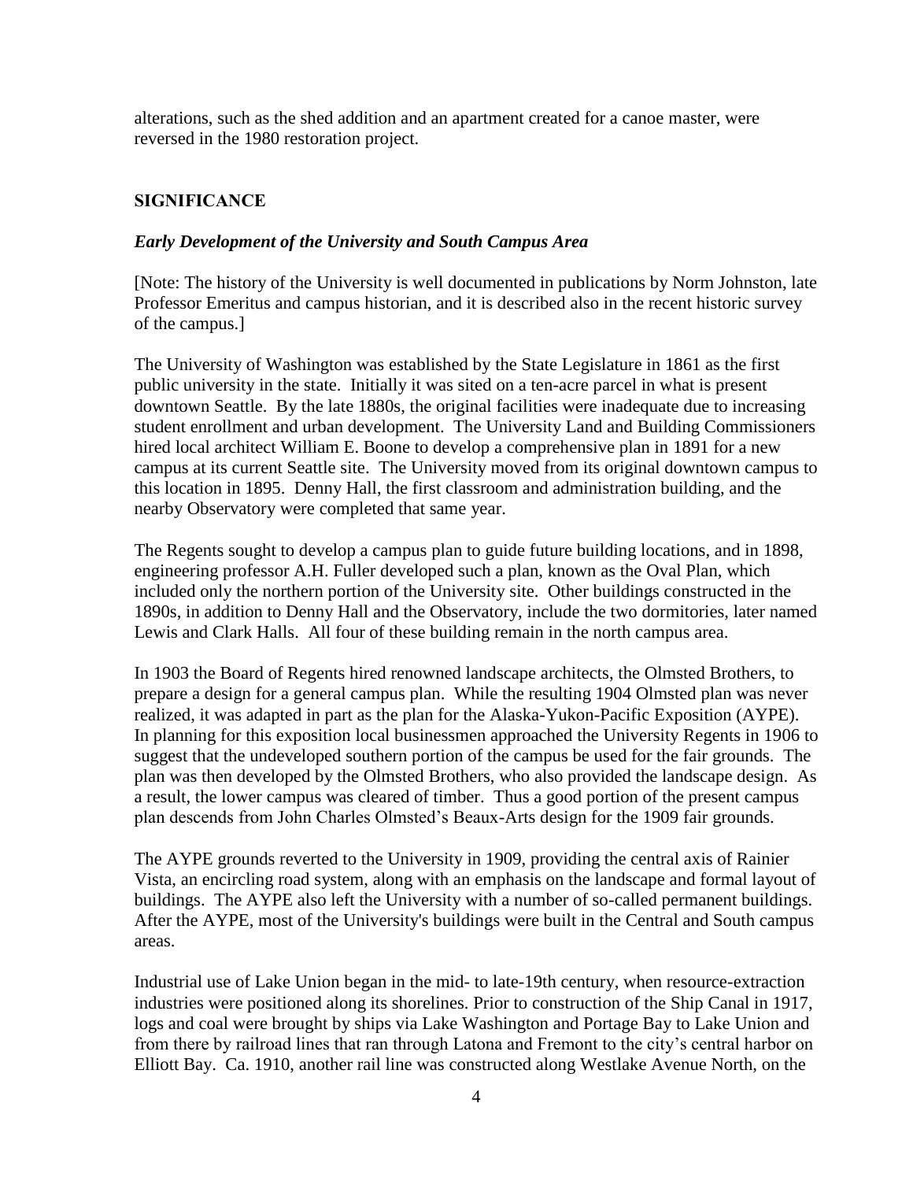alterations, such as the shed addition and an apartment created for a canoe master, were reversed in the 1980 restoration project.

## SIGNIFICANCE

### *Early Development of the University and South Campus Area*

[Note: The history of the University is well documented in publications by Norm Johnston, late Professor Emeritus and campus historian, and it is described also in the recent historic survey of the campus.]

The University of Washington was established by the State Legislature in 1861 as the first public university in the state. Initially it was sited on a ten-acre parcel in what is present downtown Seattle. By the late 1880s, the original facilities were inadequate due to increasing student enrollment and urban development. The University Land and Building Commissioners hired local architect William E. Boone to develop a comprehensive plan in 1891 for a new campus at its current Seattle site. The University moved from its original downtown campus to this location in 1895. Denny Hall, the first classroom and administration building, and the nearby Observatory were completed that same year.

The Regents sought to develop a campus plan to guide future building locations, and in 1898, engineering professor A.H. Fuller developed such a plan, known as the Oval Plan, which included only the northern portion of the University site. Other buildings constructed in the 1890s, in addition to Denny Hall and the Observatory, include the two dormitories, later named Lewis and Clark Halls. All four of these building remain in the north campus area.

In 1903 the Board of Regents hired renowned landscape architects, the Olmsted Brothers, to prepare a design for a general campus plan. While the resulting 1904 Olmsted plan was never realized, it was adapted in part as the plan for the Alaska-Yukon-Pacific Exposition (AYPE). In planning for this exposition local businessmen approached the University Regents in 1906 to suggest that the undeveloped southern portion of the campus be used for the fair grounds. The plan was then developed by the Olmsted Brothers, who also provided the landscape design. As a result, the lower campus was cleared of timber. Thus a good portion of the present campus plan descends from John Charles Olmsted's Beaux-Arts design for the 1909 fair grounds.

The AYPE grounds reverted to the University in 1909, providing the central axis of Rainier Vista, an encircling road system, along with an emphasis on the landscape and formal layout of buildings. The AYPE also left the University with a number of so-called permanent buildings. After the AYPE, most of the University's buildings were built in the Central and South campus areas.

Industrial use of Lake Union began in the mid- to late-19th century, when resource-extraction industries were positioned along its shorelines. Prior to construction of the Ship Canal in 1917, logs and coal were brought by ships via Lake Washington and Portage Bay to Lake Union and from there by railroad lines that ran through Latona and Fremont to the city's central harbor on Elliott Bay. Ca. 1910, another rail line was constructed along Westlake Avenue North, on the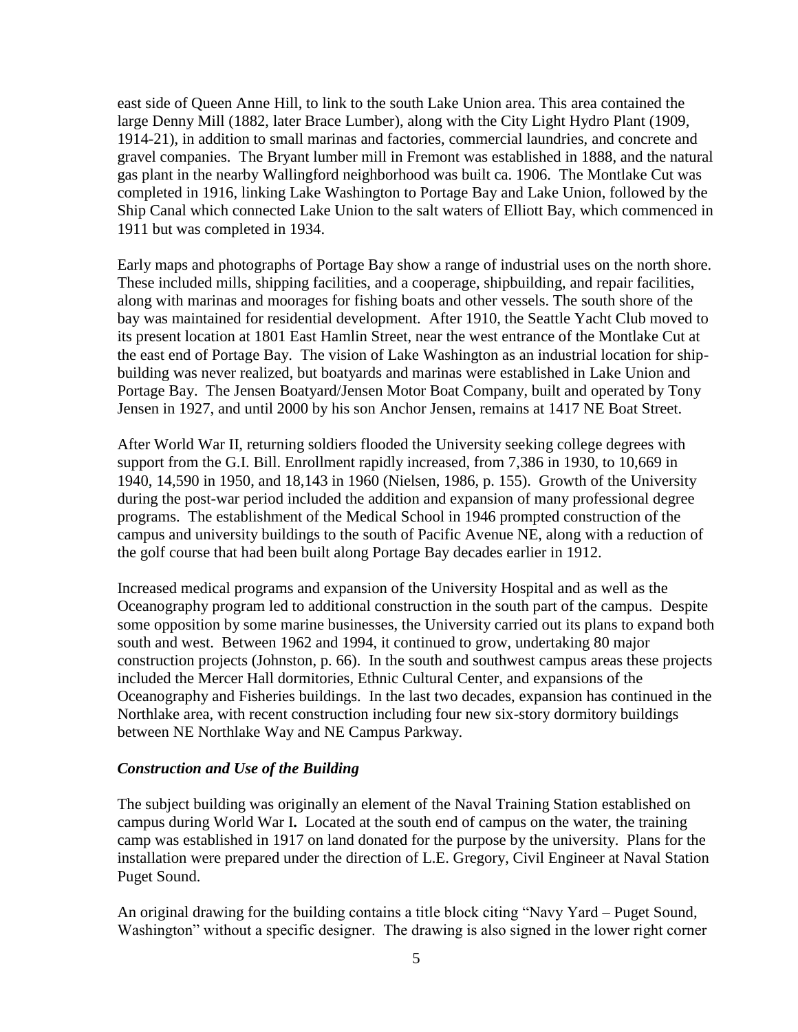east side of Queen Anne Hill, to link to the south Lake Union area. This area contained the large Denny Mill (1882, later Brace Lumber), along with the City Light Hydro Plant (1909, 1914-21), in addition to small marinas and factories, commercial laundries, and concrete and gravel companies. The Bryant lumber mill in Fremont was established in 1888, and the natural gas plant in the nearby Wallingford neighborhood was built ca. 1906. The Montlake Cut was completed in 1916, linking Lake Washington to Portage Bay and Lake Union, followed by the Ship Canal which connected Lake Union to the salt waters of Elliott Bay, which commenced in 1911 but was completed in 1934.

Early maps and photographs of Portage Bay show a range of industrial uses on the north shore. These included mills, shipping facilities, and a cooperage, shipbuilding, and repair facilities, along with marinas and moorages for fishing boats and other vessels. The south shore of the bay was maintained for residential development. After 1910, the Seattle Yacht Club moved to its present location at 1801 East Hamlin Street, near the west entrance of the Montlake Cut at the east end of Portage Bay. The vision of Lake Washington as an industrial location for ship-building was never realized, but boatyards and marinas were established in Lake Union and Portage Bay. The Jensen Boatyard/Jensen Motor Boat Company, built and operated by Tony Jensen in 1927, and until 2000 by his son Anchor Jensen, remains at 1417 NE Boat Street.

After World War II, returning soldiers flooded the University seeking college degrees with support from the G.I. Bill. Enrollment rapidly increased, from 7,386 in 1930, to 10,669 in 1940, 14,590 in 1950, and 18,143 in 1960 (Nielsen, 1986, p. 155). Growth of the University during the post-war period included the addition and expansion of many professional degree programs. The establishment of the Medical School in 1946 prompted construction of the campus and university buildings to the south of Pacific Avenue NE, along with a reduction of the golf course that had been built along Portage Bay decades earlier in 1912.

Increased medical programs and expansion of the University Hospital and as well as the Oceanography program led to additional construction in the south part of the campus. Despite some opposition by some marine businesses, the University carried out its plans to expand both south and west. Between 1962 and 1994, it continued to grow, undertaking 80 major construction projects (Johnston, p. 66). In the south and southwest campus areas these projects included the Mercer Hall dormitories, Ethnic Cultural Center, and expansions of the Oceanography and Fisheries buildings. In the last two decades, expansion has continued in the Northlake area, with recent construction including four new six-story dormitory buildings between NE Northlake Way and NE Campus Parkway.

### *Construction and Use of the Building*

The subject building was originally an element of the Naval Training Station established on campus during World War I**.** Located at the south end of campus on the water, the training camp was established in 1917 on land donated for the purpose by the university. Plans for the installation were prepared under the direction of L.E. Gregory, Civil Engineer at Naval Station Puget Sound.

An original drawing for the building contains a title block citing "Navy Yard – Puget Sound, Washington" without a specific designer. The drawing is also signed in the lower right corner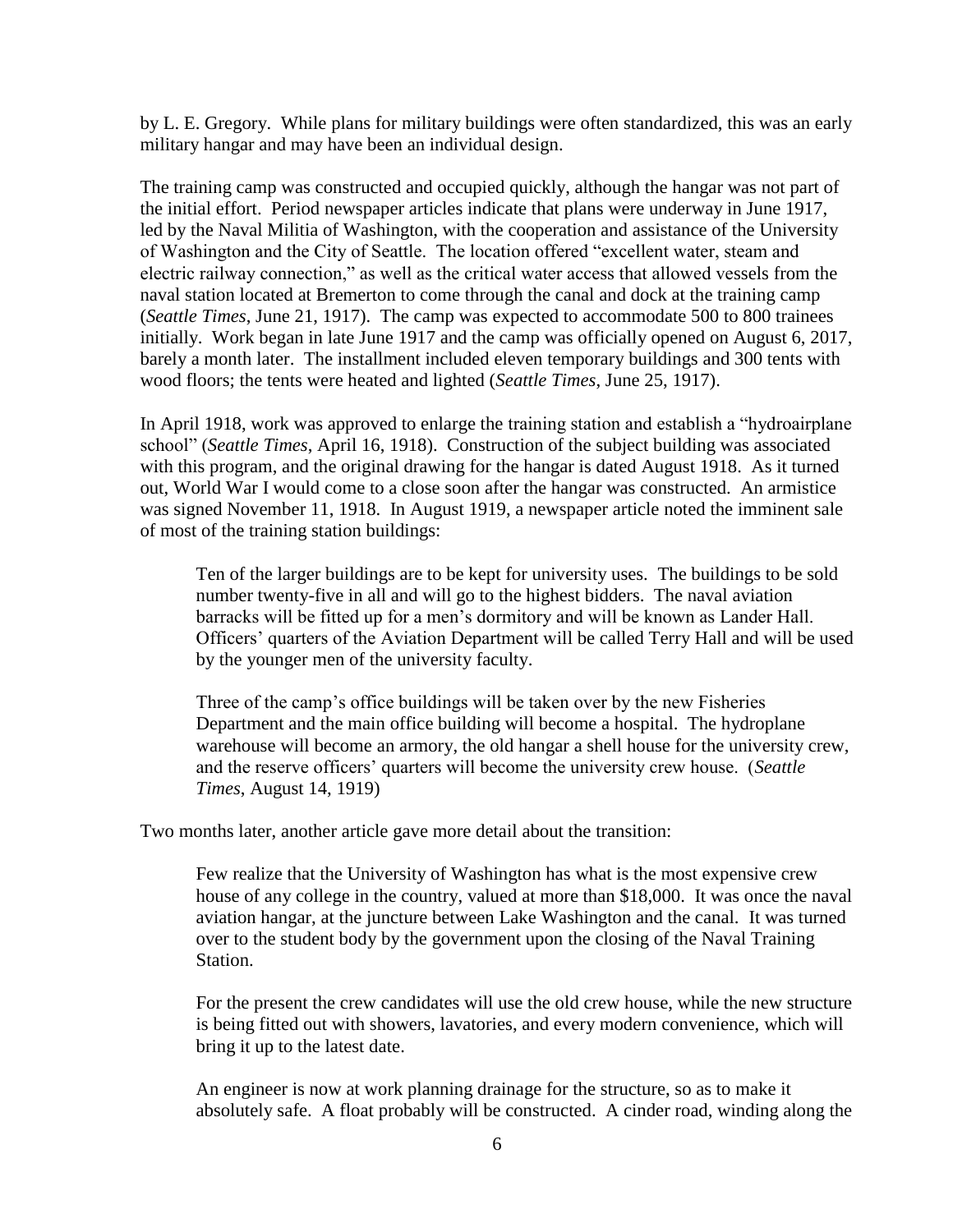by L. E. Gregory. While plans for military buildings were often standardized, this was an early military hangar and may have been an individual design.

The training camp was constructed and occupied quickly, although the hangar was not part of the initial effort. Period newspaper articles indicate that plans were underway in June 1917, led by the Naval Militia of Washington, with the cooperation and assistance of the University of Washington and the City of Seattle. The location offered "excellent water, steam and electric railway connection," as well as the critical water access that allowed vessels from the naval station located at Bremerton to come through the canal and dock at the training camp (*Seattle Times*, June 21, 1917). The camp was expected to accommodate 500 to 800 trainees initially. Work began in late June 1917 and the camp was officially opened on August 6, 2017, barely a month later. The installment included eleven temporary buildings and 300 tents with wood floors; the tents were heated and lighted (*Seattle Times*, June 25, 1917).

In April 1918, work was approved to enlarge the training station and establish a "hydroairplane school" (*Seattle Times*, April 16, 1918). Construction of the subject building was associated with this program, and the original drawing for the hangar is dated August 1918. As it turned out, World War I would come to a close soon after the hangar was constructed. An armistice was signed November 11, 1918. In August 1919, a newspaper article noted the imminent sale of most of the training station buildings:

> Ten of the larger buildings are to be kept for university uses. The buildings to be sold number twenty-five in all and will go to the highest bidders. The naval aviation barracks will be fitted up for a men's dormitory and will be known as Lander Hall. Officers' quarters of the Aviation Department will be called Terry Hall and will be used by the younger men of the university faculty.
>
> Three of the camp's office buildings will be taken over by the new Fisheries Department and the main office building will become a hospital. The hydroplane warehouse will become an armory, the old hangar a shell house for the university crew, and the reserve officers' quarters will become the university crew house. (*Seattle Times*, August 14, 1919)

Two months later, another article gave more detail about the transition:

> Few realize that the University of Washington has what is the most expensive crew house of any college in the country, valued at more than $18,000. It was once the naval aviation hangar, at the juncture between Lake Washington and the canal. It was turned over to the student body by the government upon the closing of the Naval Training Station.
>
> For the present the crew candidates will use the old crew house, while the new structure is being fitted out with showers, lavatories, and every modern convenience, which will bring it up to the latest date.
>
> An engineer is now at work planning drainage for the structure, so as to make it absolutely safe. A float probably will be constructed. A cinder road, winding along the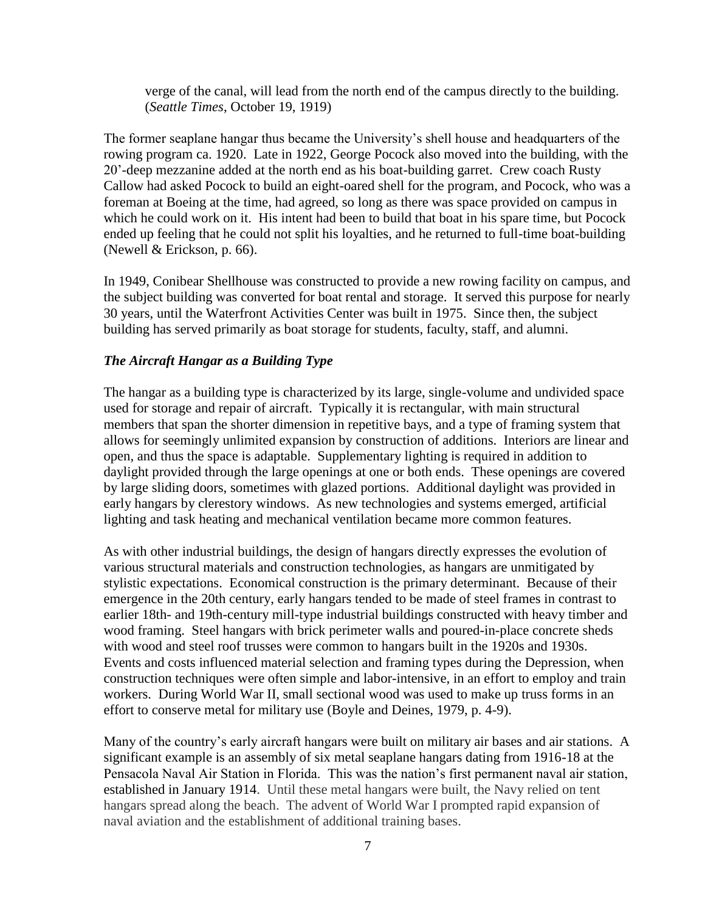verge of the canal, will lead from the north end of the campus directly to the building. (*Seattle Times*, October 19, 1919)

The former seaplane hangar thus became the University's shell house and headquarters of the rowing program ca. 1920. Late in 1922, George Pocock also moved into the building, with the 20'-deep mezzanine added at the north end as his boat-building garret. Crew coach Rusty Callow had asked Pocock to build an eight-oared shell for the program, and Pocock, who was a foreman at Boeing at the time, had agreed, so long as there was space provided on campus in which he could work on it. His intent had been to build that boat in his spare time, but Pocock ended up feeling that he could not split his loyalties, and he returned to full-time boat-building (Newell & Erickson, p. 66).

In 1949, Conibear Shellhouse was constructed to provide a new rowing facility on campus, and the subject building was converted for boat rental and storage. It served this purpose for nearly 30 years, until the Waterfront Activities Center was built in 1975. Since then, the subject building has served primarily as boat storage for students, faculty, staff, and alumni.

### *The Aircraft Hangar as a Building Type*

The hangar as a building type is characterized by its large, single-volume and undivided space used for storage and repair of aircraft. Typically it is rectangular, with main structural members that span the shorter dimension in repetitive bays, and a type of framing system that allows for seemingly unlimited expansion by construction of additions. Interiors are linear and open, and thus the space is adaptable. Supplementary lighting is required in addition to daylight provided through the large openings at one or both ends. These openings are covered by large sliding doors, sometimes with glazed portions. Additional daylight was provided in early hangars by clerestory windows. As new technologies and systems emerged, artificial lighting and task heating and mechanical ventilation became more common features.

As with other industrial buildings, the design of hangars directly expresses the evolution of various structural materials and construction technologies, as hangars are unmitigated by stylistic expectations. Economical construction is the primary determinant. Because of their emergence in the 20th century, early hangars tended to be made of steel frames in contrast to earlier 18th- and 19th-century mill-type industrial buildings constructed with heavy timber and wood framing. Steel hangars with brick perimeter walls and poured-in-place concrete sheds with wood and steel roof trusses were common to hangars built in the 1920s and 1930s. Events and costs influenced material selection and framing types during the Depression, when construction techniques were often simple and labor-intensive, in an effort to employ and train workers. During World War II, small sectional wood was used to make up truss forms in an effort to conserve metal for military use (Boyle and Deines, 1979, p. 4-9).

Many of the country's early aircraft hangars were built on military air bases and air stations. A significant example is an assembly of six metal seaplane hangars dating from 1916-18 at the Pensacola Naval Air Station in Florida. This was the nation's first permanent naval air station, established in January 1914. Until these metal hangars were built, the Navy relied on tent hangars spread along the beach. The advent of World War I prompted rapid expansion of naval aviation and the establishment of additional training bases.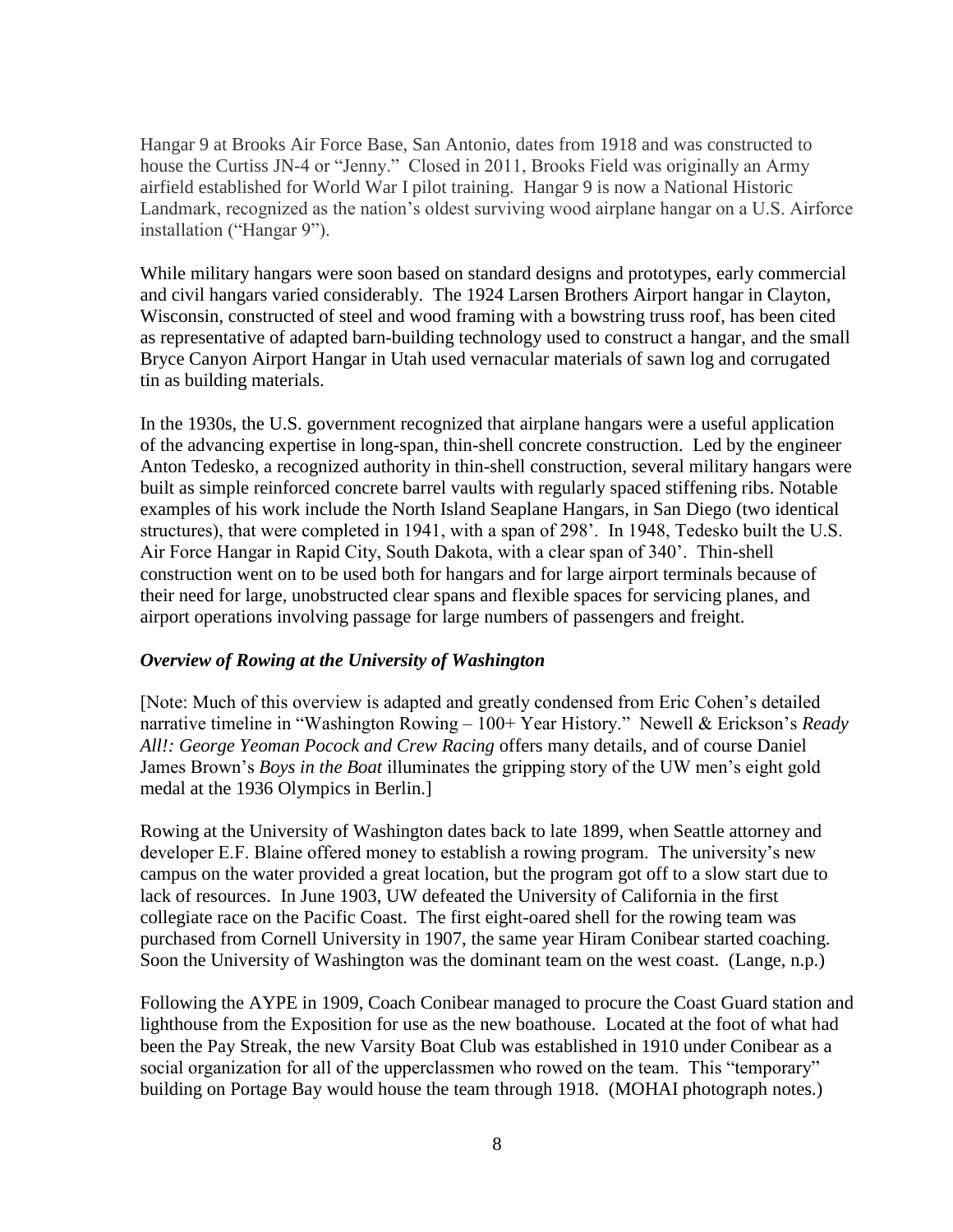Hangar 9 at Brooks Air Force Base, San Antonio, dates from 1918 and was constructed to house the Curtiss JN-4 or "Jenny." Closed in 2011, Brooks Field was originally an Army airfield established for World War I pilot training. Hangar 9 is now a National Historic Landmark, recognized as the nation's oldest surviving wood airplane hangar on a U.S. Airforce installation ("Hangar 9").

While military hangars were soon based on standard designs and prototypes, early commercial and civil hangars varied considerably. The 1924 Larsen Brothers Airport hangar in Clayton, Wisconsin, constructed of steel and wood framing with a bowstring truss roof, has been cited as representative of adapted barn-building technology used to construct a hangar, and the small Bryce Canyon Airport Hangar in Utah used vernacular materials of sawn log and corrugated tin as building materials.

In the 1930s, the U.S. government recognized that airplane hangars were a useful application of the advancing expertise in long-span, thin-shell concrete construction. Led by the engineer Anton Tedesko, a recognized authority in thin-shell construction, several military hangars were built as simple reinforced concrete barrel vaults with regularly spaced stiffening ribs. Notable examples of his work include the North Island Seaplane Hangars, in San Diego (two identical structures), that were completed in 1941, with a span of 298'. In 1948, Tedesko built the U.S. Air Force Hangar in Rapid City, South Dakota, with a clear span of 340'. Thin-shell construction went on to be used both for hangars and for large airport terminals because of their need for large, unobstructed clear spans and flexible spaces for servicing planes, and airport operations involving passage for large numbers of passengers and freight.

### *Overview of Rowing at the University of Washington*

[Note: Much of this overview is adapted and greatly condensed from Eric Cohen's detailed narrative timeline in "Washington Rowing – 100+ Year History." Newell & Erickson's *Ready All!: George Yeoman Pocock and Crew Racing* offers many details, and of course Daniel James Brown's *Boys in the Boat* illuminates the gripping story of the UW men's eight gold medal at the 1936 Olympics in Berlin.]

Rowing at the University of Washington dates back to late 1899, when Seattle attorney and developer E.F. Blaine offered money to establish a rowing program. The university's new campus on the water provided a great location, but the program got off to a slow start due to lack of resources. In June 1903, UW defeated the University of California in the first collegiate race on the Pacific Coast. The first eight-oared shell for the rowing team was purchased from Cornell University in 1907, the same year Hiram Conibear started coaching. Soon the University of Washington was the dominant team on the west coast. (Lange, n.p.)

Following the AYPE in 1909, Coach Conibear managed to procure the Coast Guard station and lighthouse from the Exposition for use as the new boathouse. Located at the foot of what had been the Pay Streak, the new Varsity Boat Club was established in 1910 under Conibear as a social organization for all of the upperclassmen who rowed on the team. This "temporary" building on Portage Bay would house the team through 1918. (MOHAI photograph notes.)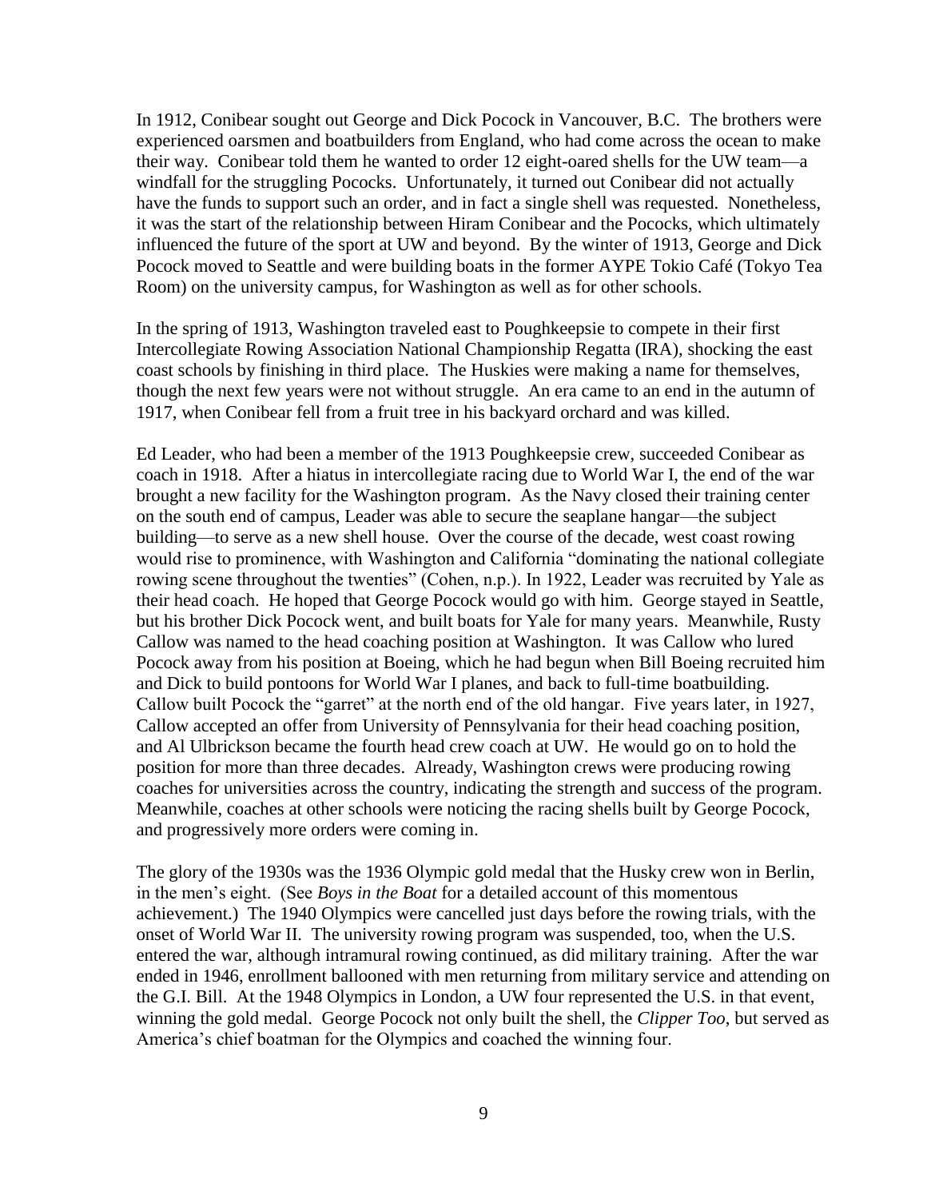In 1912, Conibear sought out George and Dick Pocock in Vancouver, B.C. The brothers were experienced oarsmen and boatbuilders from England, who had come across the ocean to make their way. Conibear told them he wanted to order 12 eight-oared shells for the UW team—a windfall for the struggling Pococks. Unfortunately, it turned out Conibear did not actually have the funds to support such an order, and in fact a single shell was requested. Nonetheless, it was the start of the relationship between Hiram Conibear and the Pococks, which ultimately influenced the future of the sport at UW and beyond. By the winter of 1913, George and Dick Pocock moved to Seattle and were building boats in the former AYPE Tokio Café (Tokyo Tea Room) on the university campus, for Washington as well as for other schools.

In the spring of 1913, Washington traveled east to Poughkeepsie to compete in their first Intercollegiate Rowing Association National Championship Regatta (IRA), shocking the east coast schools by finishing in third place. The Huskies were making a name for themselves, though the next few years were not without struggle. An era came to an end in the autumn of 1917, when Conibear fell from a fruit tree in his backyard orchard and was killed.

Ed Leader, who had been a member of the 1913 Poughkeepsie crew, succeeded Conibear as coach in 1918. After a hiatus in intercollegiate racing due to World War I, the end of the war brought a new facility for the Washington program. As the Navy closed their training center on the south end of campus, Leader was able to secure the seaplane hangar—the subject building—to serve as a new shell house. Over the course of the decade, west coast rowing would rise to prominence, with Washington and California "dominating the national collegiate rowing scene throughout the twenties" (Cohen, n.p.). In 1922, Leader was recruited by Yale as their head coach. He hoped that George Pocock would go with him. George stayed in Seattle, but his brother Dick Pocock went, and built boats for Yale for many years. Meanwhile, Rusty Callow was named to the head coaching position at Washington. It was Callow who lured Pocock away from his position at Boeing, which he had begun when Bill Boeing recruited him and Dick to build pontoons for World War I planes, and back to full-time boatbuilding. Callow built Pocock the "garret" at the north end of the old hangar. Five years later, in 1927, Callow accepted an offer from University of Pennsylvania for their head coaching position, and Al Ulbrickson became the fourth head crew coach at UW. He would go on to hold the position for more than three decades. Already, Washington crews were producing rowing coaches for universities across the country, indicating the strength and success of the program. Meanwhile, coaches at other schools were noticing the racing shells built by George Pocock, and progressively more orders were coming in.

The glory of the 1930s was the 1936 Olympic gold medal that the Husky crew won in Berlin, in the men's eight. (See *Boys in the Boat* for a detailed account of this momentous achievement.) The 1940 Olympics were cancelled just days before the rowing trials, with the onset of World War II. The university rowing program was suspended, too, when the U.S. entered the war, although intramural rowing continued, as did military training. After the war ended in 1946, enrollment ballooned with men returning from military service and attending on the G.I. Bill. At the 1948 Olympics in London, a UW four represented the U.S. in that event, winning the gold medal. George Pocock not only built the shell, the *Clipper Too*, but served as America's chief boatman for the Olympics and coached the winning four.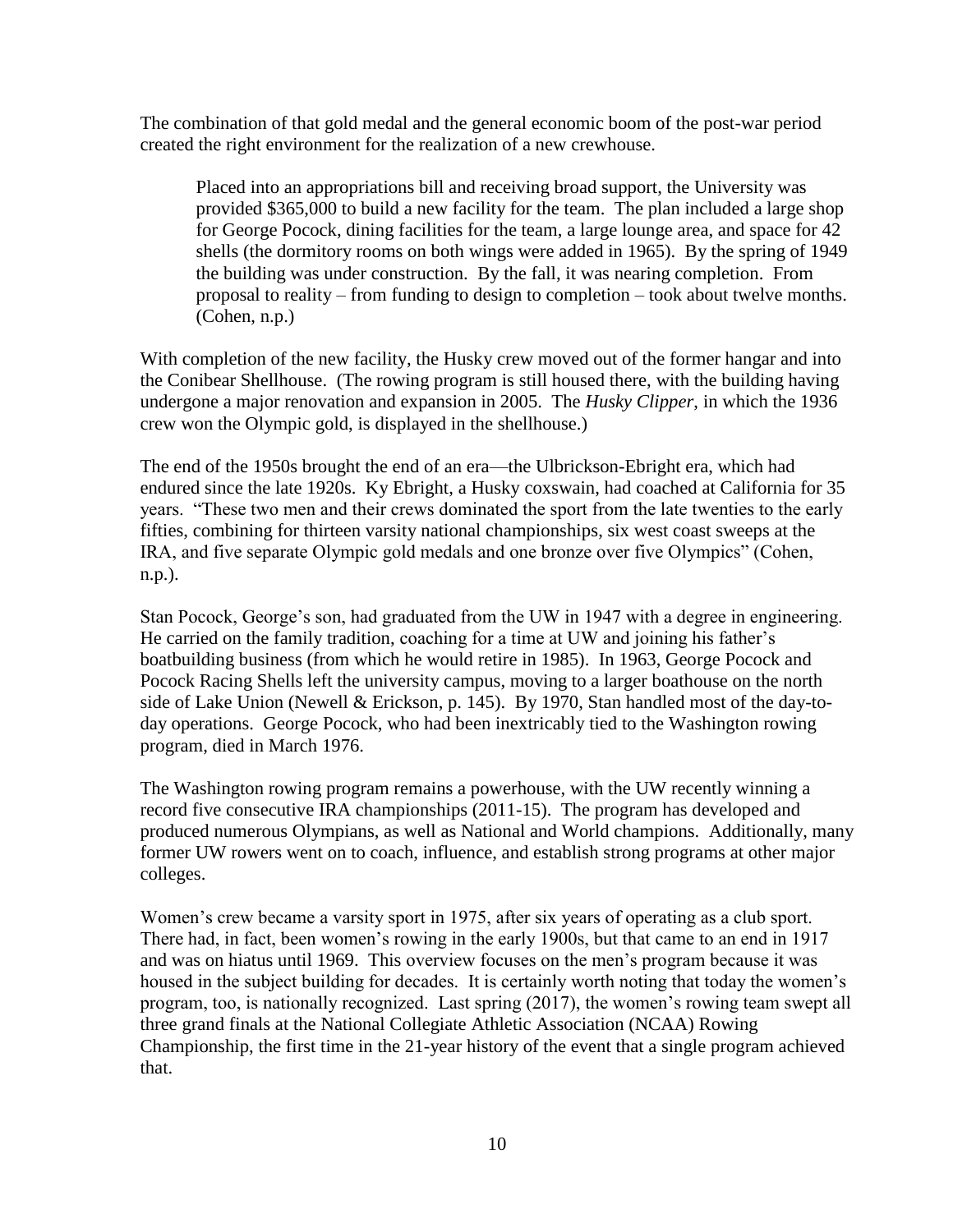The combination of that gold medal and the general economic boom of the post-war period created the right environment for the realization of a new crewhouse.

> Placed into an appropriations bill and receiving broad support, the University was provided $365,000 to build a new facility for the team. The plan included a large shop for George Pocock, dining facilities for the team, a large lounge area, and space for 42 shells (the dormitory rooms on both wings were added in 1965). By the spring of 1949 the building was under construction. By the fall, it was nearing completion. From proposal to reality – from funding to design to completion – took about twelve months. (Cohen, n.p.)

With completion of the new facility, the Husky crew moved out of the former hangar and into the Conibear Shellhouse. (The rowing program is still housed there, with the building having undergone a major renovation and expansion in 2005. The *Husky Clipper*, in which the 1936 crew won the Olympic gold, is displayed in the shellhouse.)

The end of the 1950s brought the end of an era—the Ulbrickson-Ebright era, which had endured since the late 1920s. Ky Ebright, a Husky coxswain, had coached at California for 35 years. "These two men and their crews dominated the sport from the late twenties to the early fifties, combining for thirteen varsity national championships, six west coast sweeps at the IRA, and five separate Olympic gold medals and one bronze over five Olympics" (Cohen, n.p.).

Stan Pocock, George's son, had graduated from the UW in 1947 with a degree in engineering. He carried on the family tradition, coaching for a time at UW and joining his father's boatbuilding business (from which he would retire in 1985). In 1963, George Pocock and Pocock Racing Shells left the university campus, moving to a larger boathouse on the north side of Lake Union (Newell & Erickson, p. 145). By 1970, Stan handled most of the day-to-day operations. George Pocock, who had been inextricably tied to the Washington rowing program, died in March 1976.

The Washington rowing program remains a powerhouse, with the UW recently winning a record five consecutive IRA championships (2011-15). The program has developed and produced numerous Olympians, as well as National and World champions. Additionally, many former UW rowers went on to coach, influence, and establish strong programs at other major colleges.

Women's crew became a varsity sport in 1975, after six years of operating as a club sport. There had, in fact, been women's rowing in the early 1900s, but that came to an end in 1917 and was on hiatus until 1969. This overview focuses on the men's program because it was housed in the subject building for decades. It is certainly worth noting that today the women's program, too, is nationally recognized. Last spring (2017), the women's rowing team swept all three grand finals at the National Collegiate Athletic Association (NCAA) Rowing Championship, the first time in the 21-year history of the event that a single program achieved that.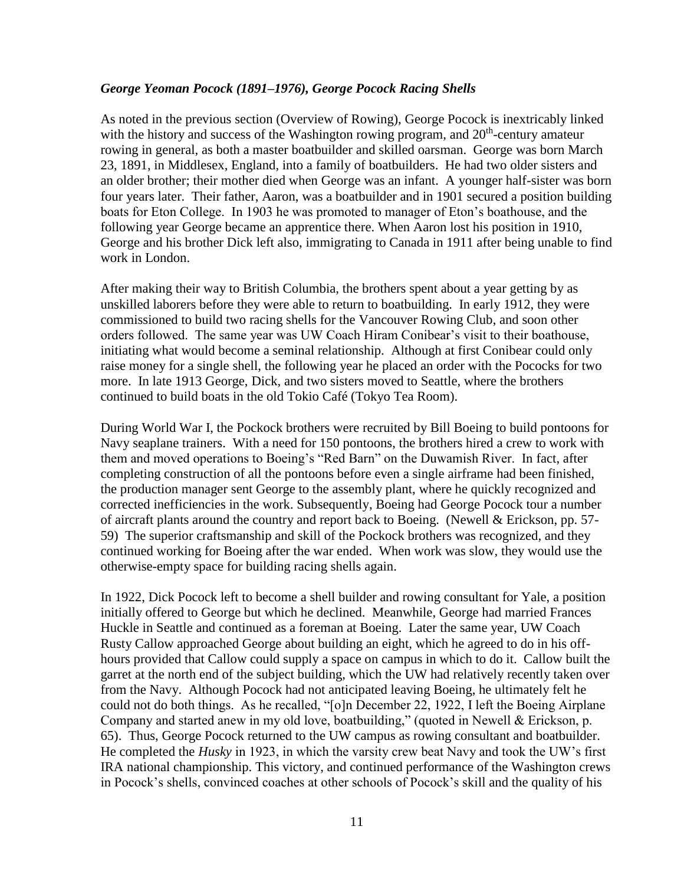### *George Yeoman Pocock (1891–1976), George Pocock Racing Shells*

As noted in the previous section (Overview of Rowing), George Pocock is inextricably linked with the history and success of the Washington rowing program, and 20th-century amateur rowing in general, as both a master boatbuilder and skilled oarsman. George was born March 23, 1891, in Middlesex, England, into a family of boatbuilders. He had two older sisters and an older brother; their mother died when George was an infant. A younger half-sister was born four years later. Their father, Aaron, was a boatbuilder and in 1901 secured a position building boats for Eton College. In 1903 he was promoted to manager of Eton's boathouse, and the following year George became an apprentice there. When Aaron lost his position in 1910, George and his brother Dick left also, immigrating to Canada in 1911 after being unable to find work in London.

After making their way to British Columbia, the brothers spent about a year getting by as unskilled laborers before they were able to return to boatbuilding. In early 1912, they were commissioned to build two racing shells for the Vancouver Rowing Club, and soon other orders followed. The same year was UW Coach Hiram Conibear's visit to their boathouse, initiating what would become a seminal relationship. Although at first Conibear could only raise money for a single shell, the following year he placed an order with the Pococks for two more. In late 1913 George, Dick, and two sisters moved to Seattle, where the brothers continued to build boats in the old Tokio Café (Tokyo Tea Room).

During World War I, the Pockock brothers were recruited by Bill Boeing to build pontoons for Navy seaplane trainers. With a need for 150 pontoons, the brothers hired a crew to work with them and moved operations to Boeing's "Red Barn" on the Duwamish River. In fact, after completing construction of all the pontoons before even a single airframe had been finished, the production manager sent George to the assembly plant, where he quickly recognized and corrected inefficiencies in the work. Subsequently, Boeing had George Pocock tour a number of aircraft plants around the country and report back to Boeing. (Newell & Erickson, pp. 57-59) The superior craftsmanship and skill of the Pockock brothers was recognized, and they continued working for Boeing after the war ended. When work was slow, they would use the otherwise-empty space for building racing shells again.

In 1922, Dick Pocock left to become a shell builder and rowing consultant for Yale, a position initially offered to George but which he declined. Meanwhile, George had married Frances Huckle in Seattle and continued as a foreman at Boeing. Later the same year, UW Coach Rusty Callow approached George about building an eight, which he agreed to do in his off-hours provided that Callow could supply a space on campus in which to do it. Callow built the garret at the north end of the subject building, which the UW had relatively recently taken over from the Navy. Although Pocock had not anticipated leaving Boeing, he ultimately felt he could not do both things. As he recalled, "[o]n December 22, 1922, I left the Boeing Airplane Company and started anew in my old love, boatbuilding," (quoted in Newell & Erickson, p. 65). Thus, George Pocock returned to the UW campus as rowing consultant and boatbuilder. He completed the *Husky* in 1923, in which the varsity crew beat Navy and took the UW's first IRA national championship. This victory, and continued performance of the Washington crews in Pocock's shells, convinced coaches at other schools of Pocock's skill and the quality of his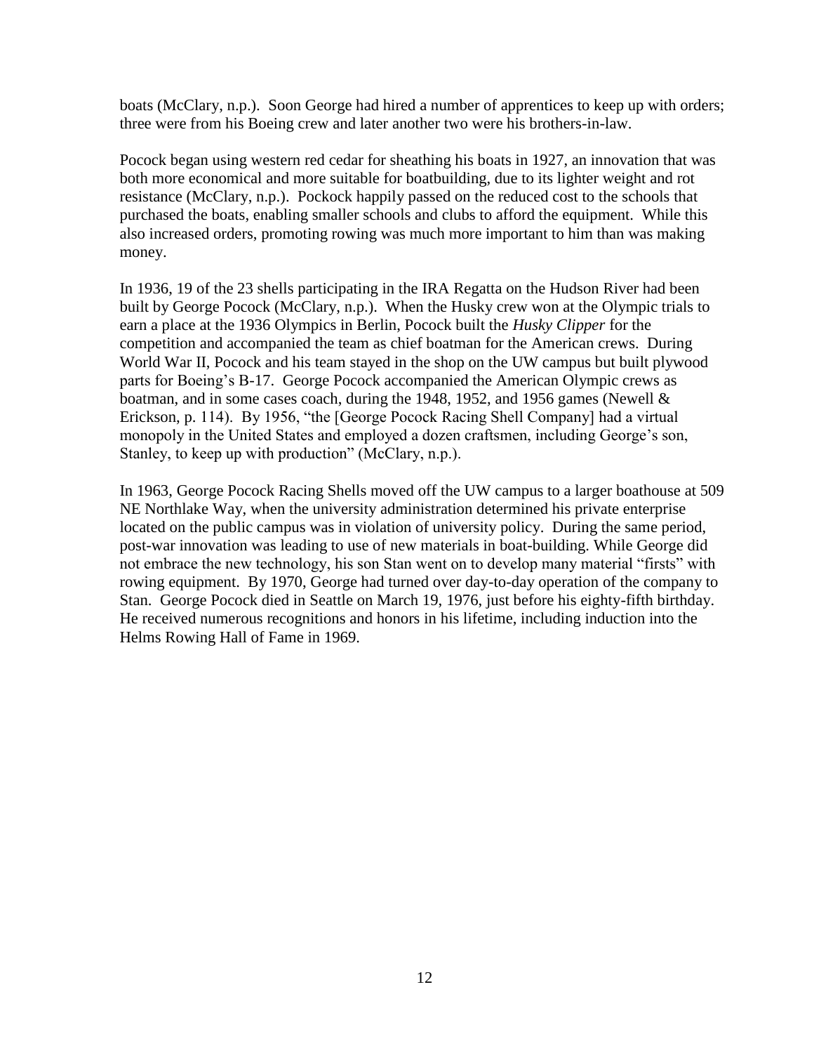boats (McClary, n.p.). Soon George had hired a number of apprentices to keep up with orders; three were from his Boeing crew and later another two were his brothers-in-law.

Pocock began using western red cedar for sheathing his boats in 1927, an innovation that was both more economical and more suitable for boatbuilding, due to its lighter weight and rot resistance (McClary, n.p.). Pockock happily passed on the reduced cost to the schools that purchased the boats, enabling smaller schools and clubs to afford the equipment. While this also increased orders, promoting rowing was much more important to him than was making money.

In 1936, 19 of the 23 shells participating in the IRA Regatta on the Hudson River had been built by George Pocock (McClary, n.p.). When the Husky crew won at the Olympic trials to earn a place at the 1936 Olympics in Berlin, Pocock built the *Husky Clipper* for the competition and accompanied the team as chief boatman for the American crews. During World War II, Pocock and his team stayed in the shop on the UW campus but built plywood parts for Boeing's B-17. George Pocock accompanied the American Olympic crews as boatman, and in some cases coach, during the 1948, 1952, and 1956 games (Newell & Erickson, p. 114). By 1956, "the [George Pocock Racing Shell Company] had a virtual monopoly in the United States and employed a dozen craftsmen, including George's son, Stanley, to keep up with production" (McClary, n.p.).

In 1963, George Pocock Racing Shells moved off the UW campus to a larger boathouse at 509 NE Northlake Way, when the university administration determined his private enterprise located on the public campus was in violation of university policy. During the same period, post-war innovation was leading to use of new materials in boat-building. While George did not embrace the new technology, his son Stan went on to develop many material "firsts" with rowing equipment. By 1970, George had turned over day-to-day operation of the company to Stan. George Pocock died in Seattle on March 19, 1976, just before his eighty-fifth birthday. He received numerous recognitions and honors in his lifetime, including induction into the Helms Rowing Hall of Fame in 1969.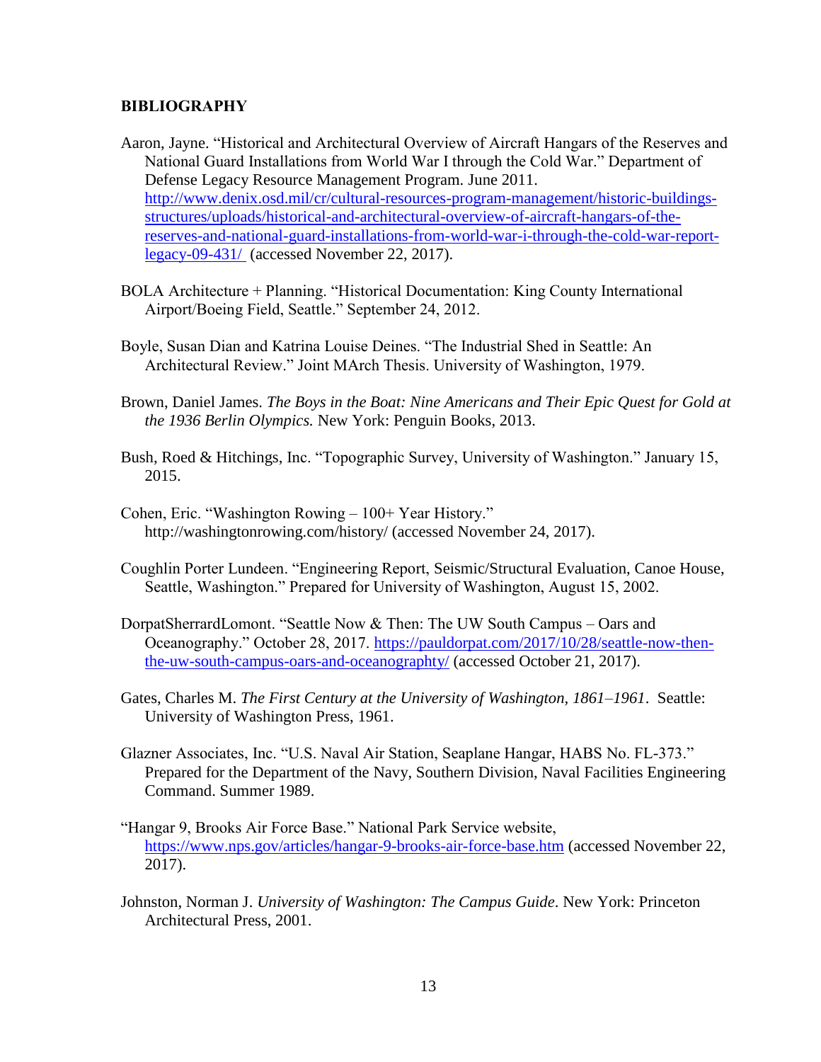**BIBLIOGRAPHY**

Aaron, Jayne. "Historical and Architectural Overview of Aircraft Hangars of the Reserves and National Guard Installations from World War I through the Cold War." Department of Defense Legacy Resource Management Program. June 2011. http://www.denix.osd.mil/cr/cultural-resources-program-management/historic-buildings-structures/uploads/historical-and-architectural-overview-of-aircraft-hangars-of-the-reserves-and-national-guard-installations-from-world-war-i-through-the-cold-war-report-legacy-09-431/ (accessed November 22, 2017).

BOLA Architecture + Planning. "Historical Documentation: King County International Airport/Boeing Field, Seattle." September 24, 2012.

Boyle, Susan Dian and Katrina Louise Deines. "The Industrial Shed in Seattle: An Architectural Review." Joint MArch Thesis. University of Washington, 1979.

Brown, Daniel James. *The Boys in the Boat: Nine Americans and Their Epic Quest for Gold at the 1936 Berlin Olympics.* New York: Penguin Books, 2013.

Bush, Roed & Hitchings, Inc. "Topographic Survey, University of Washington." January 15, 2015.

Cohen, Eric. "Washington Rowing – 100+ Year History." http://washingtonrowing.com/history/ (accessed November 24, 2017).

Coughlin Porter Lundeen. "Engineering Report, Seismic/Structural Evaluation, Canoe House, Seattle, Washington." Prepared for University of Washington, August 15, 2002.

DorpatSherrardLomont. "Seattle Now & Then: The UW South Campus – Oars and Oceanography." October 28, 2017. https://pauldorpat.com/2017/10/28/seattle-now-then-the-uw-south-campus-oars-and-oceanographty/ (accessed October 21, 2017).

Gates, Charles M. *The First Century at the University of Washington, 1861–1961*. Seattle: University of Washington Press, 1961.

Glazner Associates, Inc. "U.S. Naval Air Station, Seaplane Hangar, HABS No. FL-373." Prepared for the Department of the Navy, Southern Division, Naval Facilities Engineering Command. Summer 1989.

"Hangar 9, Brooks Air Force Base." National Park Service website, https://www.nps.gov/articles/hangar-9-brooks-air-force-base.htm (accessed November 22, 2017).

Johnston, Norman J. *University of Washington: The Campus Guide*. New York: Princeton Architectural Press, 2001.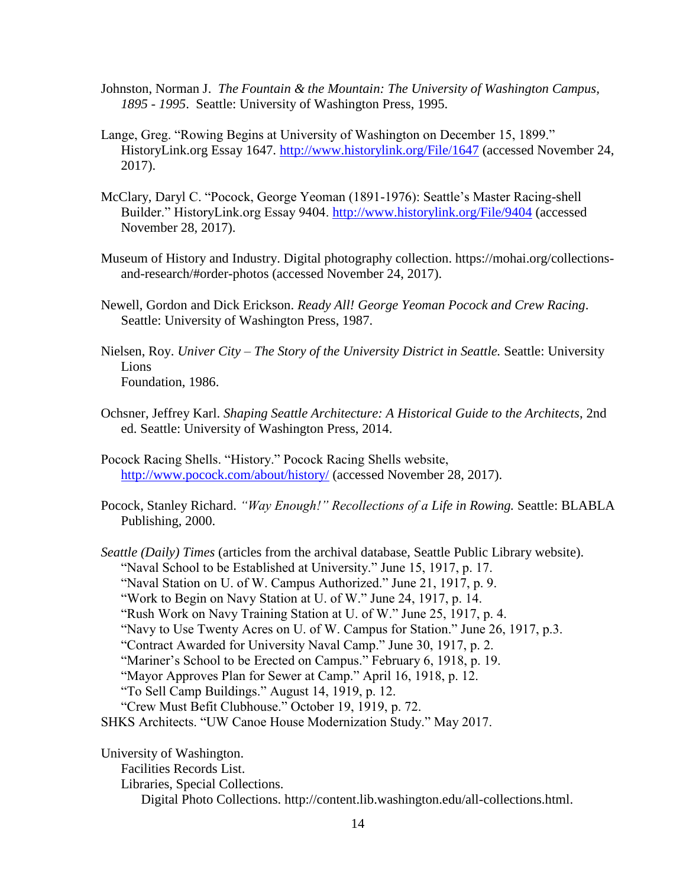Johnston, Norman J. *The Fountain & the Mountain: The University of Washington Campus, 1895 - 1995*. Seattle: University of Washington Press, 1995.

Lange, Greg. "Rowing Begins at University of Washington on December 15, 1899." HistoryLink.org Essay 1647. http://www.historylink.org/File/1647 (accessed November 24, 2017).

McClary, Daryl C. "Pocock, George Yeoman (1891-1976): Seattle's Master Racing-shell Builder." HistoryLink.org Essay 9404. http://www.historylink.org/File/9404 (accessed November 28, 2017).

Museum of History and Industry. Digital photography collection. https://mohai.org/collections-and-research/#order-photos (accessed November 24, 2017).

Newell, Gordon and Dick Erickson. *Ready All! George Yeoman Pocock and Crew Racing*. Seattle: University of Washington Press, 1987.

Nielsen, Roy. *Univer City – The Story of the University District in Seattle.* Seattle: University Lions Foundation, 1986.

Ochsner, Jeffrey Karl. *Shaping Seattle Architecture: A Historical Guide to the Architects*, 2nd ed. Seattle: University of Washington Press, 2014.

Pocock Racing Shells. "History." Pocock Racing Shells website, http://www.pocock.com/about/history/ (accessed November 28, 2017).

Pocock, Stanley Richard. *"Way Enough!" Recollections of a Life in Rowing.* Seattle: BLABLA Publishing, 2000.

*Seattle (Daily) Times* (articles from the archival database, Seattle Public Library website).
"Naval School to be Established at University." June 15, 1917, p. 17.
"Naval Station on U. of W. Campus Authorized." June 21, 1917, p. 9.
"Work to Begin on Navy Station at U. of W." June 24, 1917, p. 14.
"Rush Work on Navy Training Station at U. of W." June 25, 1917, p. 4.
"Navy to Use Twenty Acres on U. of W. Campus for Station." June 26, 1917, p.3.
"Contract Awarded for University Naval Camp." June 30, 1917, p. 2.
"Mariner's School to be Erected on Campus." February 6, 1918, p. 19.
"Mayor Approves Plan for Sewer at Camp." April 16, 1918, p. 12.
"To Sell Camp Buildings." August 14, 1919, p. 12.
"Crew Must Befit Clubhouse." October 19, 1919, p. 72.

SHKS Architects. "UW Canoe House Modernization Study." May 2017.

University of Washington.
Facilities Records List.
Libraries, Special Collections.
Digital Photo Collections. http://content.lib.washington.edu/all-collections.html.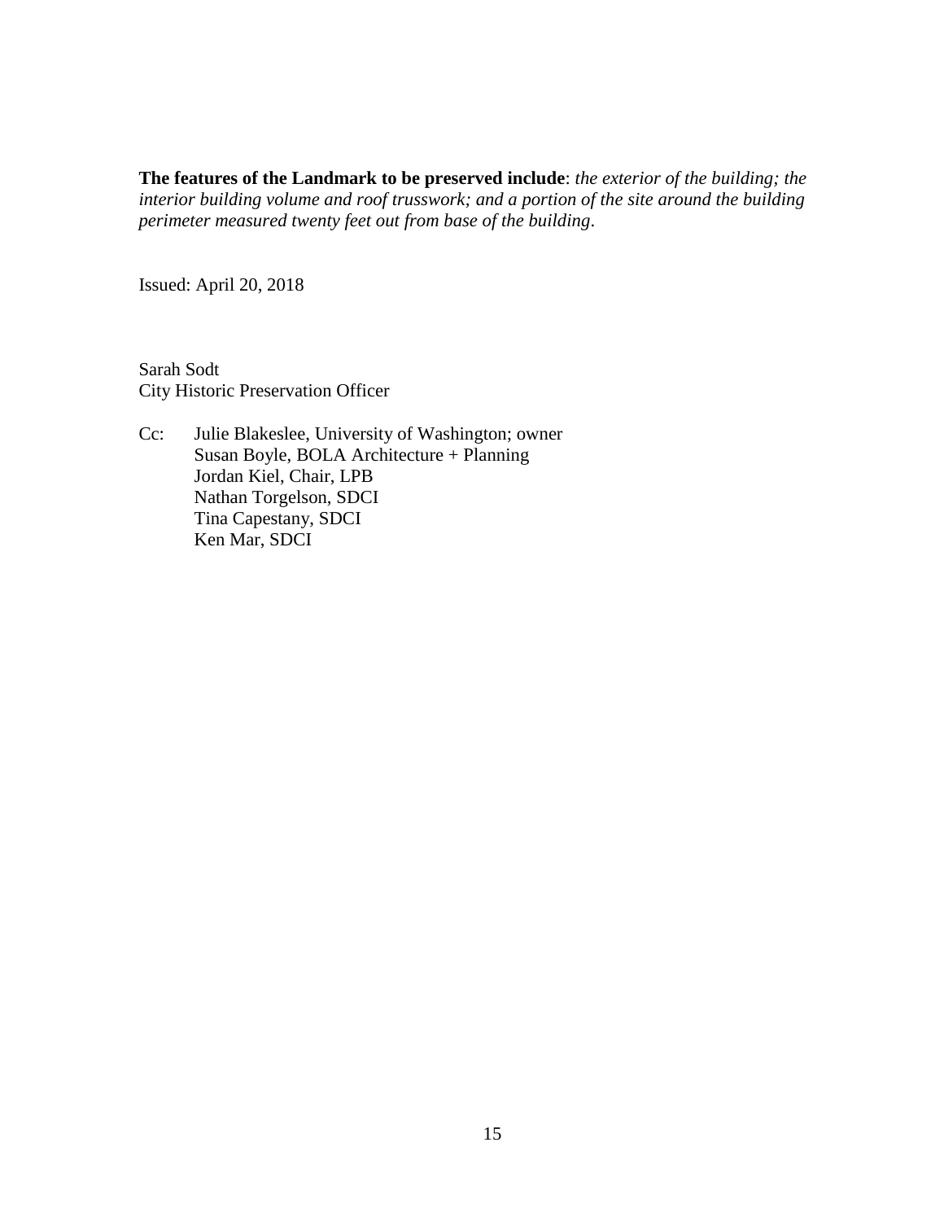**The features of the Landmark to be preserved include**: *the exterior of the building; the interior building volume and roof trusswork; and a portion of the site around the building perimeter measured twenty feet out from base of the building*.

Issued: April 20, 2018

Sarah Sodt
City Historic Preservation Officer

Cc: Julie Blakeslee, University of Washington; owner
Susan Boyle, BOLA Architecture + Planning
Jordan Kiel, Chair, LPB
Nathan Torgelson, SDCI
Tina Capestany, SDCI
Ken Mar, SDCI